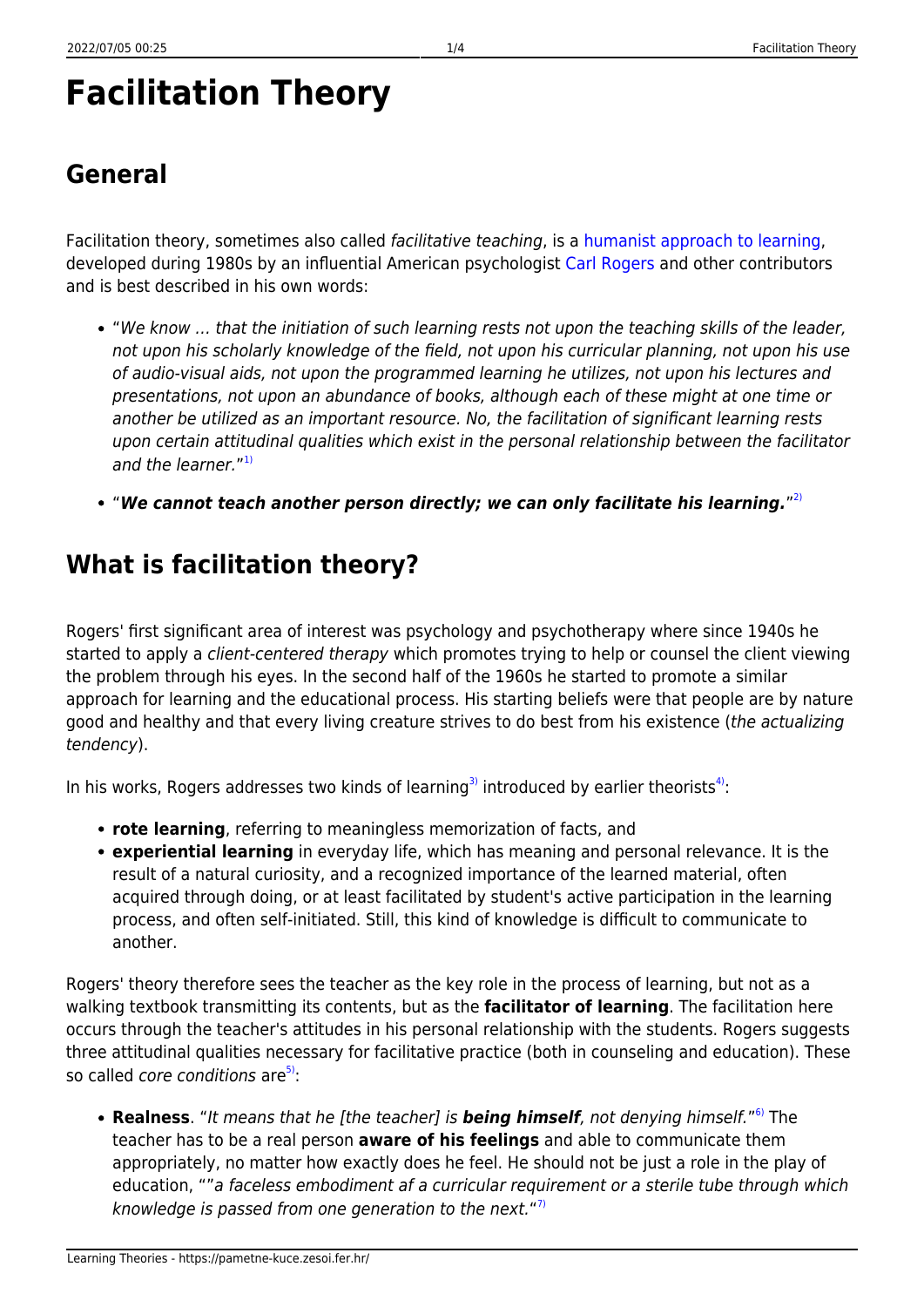# Facilitation Theory

## General

Facilitation theory, sometimes also called *facilitative teaching*, is a humanist approach to learning, developed during 1980s by an influential American psychologist Carl Rogers and other contributors and is best described in his own words:

- "*We know … that the initiation of such learning rests not upon the teaching skills of the leader, not upon his scholarly knowledge of the field, not upon his curricular planning, not upon his use of audio-visual aids, not upon the programmed learning he utilizes, not upon his lectures and presentations, not upon an abundance of books, although each of these might at one time or another be utilized as an important resource. No, the facilitation of significant learning rests upon certain attitudinal qualities which exist in the personal relationship between the facilitator and the learner.*"[1]
- "***We cannot teach another person directly; we can only facilitate his learning.***"[2]

## What is facilitation theory?

Rogers' first significant area of interest was psychology and psychotherapy where since 1940s he started to apply a *client-centered therapy* which promotes trying to help or counsel the client viewing the problem through his eyes. In the second half of the 1960s he started to promote a similar approach for learning and the educational process. His starting beliefs were that people are by nature good and healthy and that every living creature strives to do best from his existence (*the actualizing tendency*).

In his works, Rogers addresses two kinds of learning[3] introduced by earlier theorists[4]:

- **rote learning**, referring to meaningless memorization of facts, and
- **experiential learning** in everyday life, which has meaning and personal relevance. It is the result of a natural curiosity, and a recognized importance of the learned material, often acquired through doing, or at least facilitated by student's active participation in the learning process, and often self-initiated. Still, this kind of knowledge is difficult to communicate to another.

Rogers' theory therefore sees the teacher as the key role in the process of learning, but not as a walking textbook transmitting its contents, but as the **facilitator of learning**. The facilitation here occurs through the teacher's attitudes in his personal relationship with the students. Rogers suggests three attitudinal qualities necessary for facilitative practice (both in counseling and education). These so called *core conditions* are[5]:

- **Realness**. "*It means that he [the teacher] is **being himself**, not denying himself.*"[6] The teacher has to be a real person **aware of his feelings** and able to communicate them appropriately, no matter how exactly does he feel. He should not be just a role in the play of education, ""*a faceless embodiment af a curricular requirement or a sterile tube through which knowledge is passed from one generation to the next.*"[7]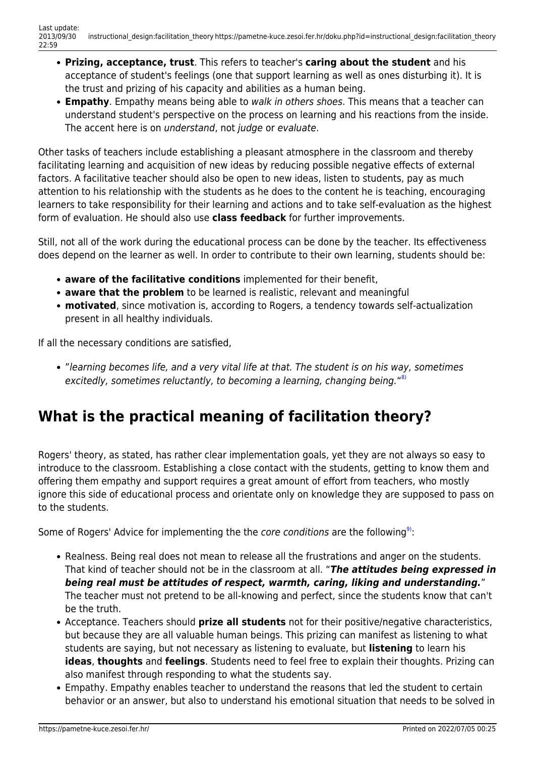- **Prizing, acceptance, trust**. This refers to teacher's **caring about the student** and his acceptance of student's feelings (one that support learning as well as ones disturbing it). It is the trust and prizing of his capacity and abilities as a human being.
- **Empathy**. Empathy means being able to *walk in others shoes*. This means that a teacher can understand student's perspective on the process on learning and his reactions from the inside. The accent here is on *understand*, not *judge* or *evaluate*.

Other tasks of teachers include establishing a pleasant atmosphere in the classroom and thereby facilitating learning and acquisition of new ideas by reducing possible negative effects of external factors. A facilitative teacher should also be open to new ideas, listen to students, pay as much attention to his relationship with the students as he does to the content he is teaching, encouraging learners to take responsibility for their learning and actions and to take self-evaluation as the highest form of evaluation. He should also use **class feedback** for further improvements.

Still, not all of the work during the educational process can be done by the teacher. Its effectiveness does depend on the learner as well. In order to contribute to their own learning, students should be:

- **aware of the facilitative conditions** implemented for their benefit,
- **aware that the problem** to be learned is realistic, relevant and meaningful
- **motivated**, since motivation is, according to Rogers, a tendency towards self-actualization present in all healthy individuals.

If all the necessary conditions are satisfied,

- "*learning becomes life, and a very vital life at that. The student is on his way, sometimes excitedly, sometimes reluctantly, to becoming a learning, changing being.*"[8]

## What is the practical meaning of facilitation theory?

Rogers' theory, as stated, has rather clear implementation goals, yet they are not always so easy to introduce to the classroom. Establishing a close contact with the students, getting to know them and offering them empathy and support requires a great amount of effort from teachers, who mostly ignore this side of educational process and orientate only on knowledge they are supposed to pass on to the students.

Some of Rogers' Advice for implementing the the *core conditions* are the following[9]:

- Realness. Being real does not mean to release all the frustrations and anger on the students. That kind of teacher should not be in the classroom at all. "***The attitudes being expressed in being real must be attitudes of respect, warmth, caring, liking and understanding.***" The teacher must not pretend to be all-knowing and perfect, since the students know that can't be the truth.
- Acceptance. Teachers should **prize all students** not for their positive/negative characteristics, but because they are all valuable human beings. This prizing can manifest as listening to what students are saying, but not necessary as listening to evaluate, but **listening** to learn his **ideas**, **thoughts** and **feelings**. Students need to feel free to explain their thoughts. Prizing can also manifest through responding to what the students say.
- Empathy. Empathy enables teacher to understand the reasons that led the student to certain behavior or an answer, but also to understand his emotional situation that needs to be solved in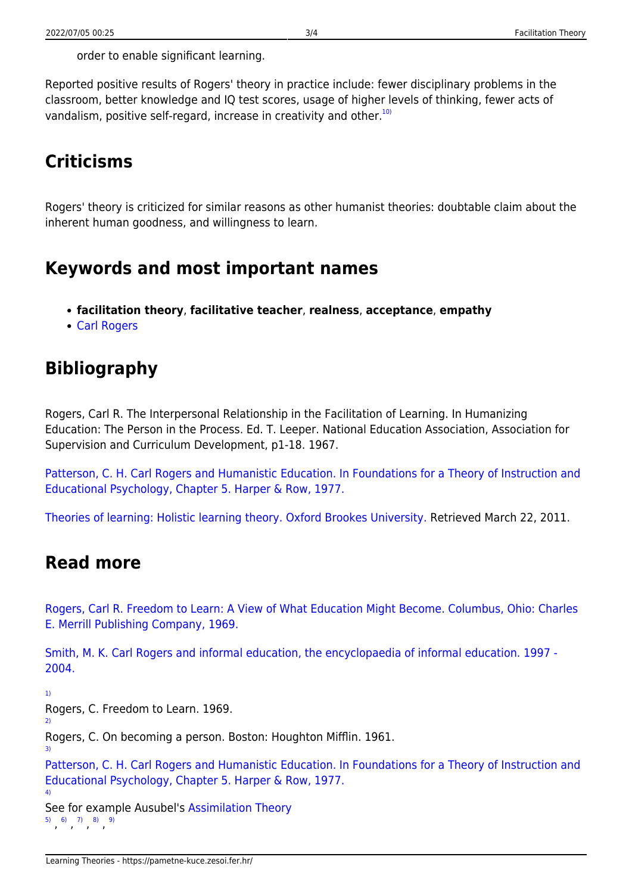order to enable significant learning.

Reported positive results of Rogers' theory in practice include: fewer disciplinary problems in the classroom, better knowledge and IQ test scores, usage of higher levels of thinking, fewer acts of vandalism, positive self-regard, increase in creativity and other.[10]

## Criticisms

Rogers' theory is criticized for similar reasons as other humanist theories: doubtable claim about the inherent human goodness, and willingness to learn.

## Keywords and most important names

- **facilitation theory**, **facilitative teacher**, **realness**, **acceptance**, **empathy**
- Carl Rogers

## Bibliography

Rogers, Carl R. The Interpersonal Relationship in the Facilitation of Learning. In Humanizing Education: The Person in the Process. Ed. T. Leeper. National Education Association, Association for Supervision and Curriculum Development, p1-18. 1967.

Patterson, C. H. Carl Rogers and Humanistic Education. In Foundations for a Theory of Instruction and Educational Psychology, Chapter 5. Harper & Row, 1977.

Theories of learning: Holistic learning theory. Oxford Brookes University. Retrieved March 22, 2011.

## Read more

Rogers, Carl R. Freedom to Learn: A View of What Education Might Become. Columbus, Ohio: Charles E. Merrill Publishing Company, 1969.

Smith, M. K. Carl Rogers and informal education, the encyclopaedia of informal education. 1997 - 2004.

[1] Rogers, C. Freedom to Learn. 1969.

[2] Rogers, C. On becoming a person. Boston: Houghton Mifflin. 1961.

[3] Patterson, C. H. Carl Rogers and Humanistic Education. In Foundations for a Theory of Instruction and Educational Psychology, Chapter 5. Harper & Row, 1977.

[4] See for example Ausubel's Assimilation Theory

[5], [6], [7], [8], [9]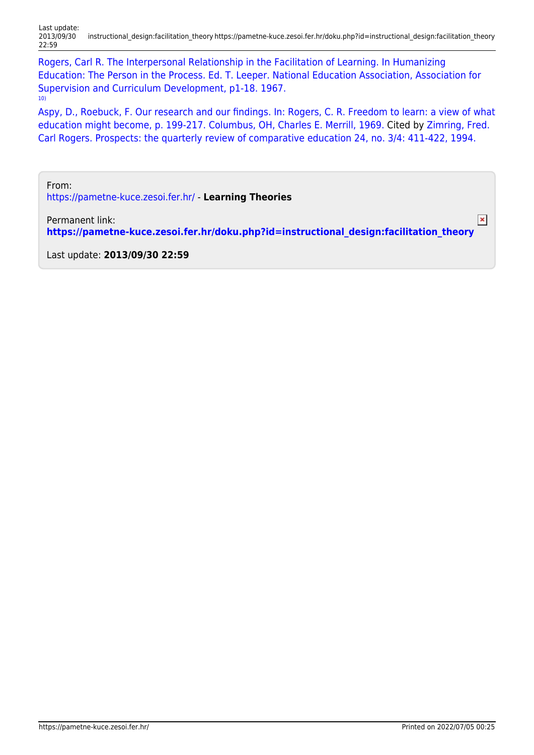Rogers, Carl R. The Interpersonal Relationship in the Facilitation of Learning. In Humanizing Education: The Person in the Process. Ed. T. Leeper. National Education Association, Association for Supervision and Curriculum Development, p1-18. 1967.

[10] Aspy, D., Roebuck, F. Our research and our findings. In: Rogers, C. R. Freedom to learn: a view of what education might become, p. 199-217. Columbus, OH, Charles E. Merrill, 1969. Cited by Zimring, Fred. Carl Rogers. Prospects: the quarterly review of comparative education 24, no. 3/4: 411-422, 1994.

From:
https://pametne-kuce.zesoi.fer.hr/ - **Learning Theories**

Permanent link:
**https://pametne-kuce.zesoi.fer.hr/doku.php?id=instructional_design:facilitation_theory**

Last update: **2013/09/30 22:59**